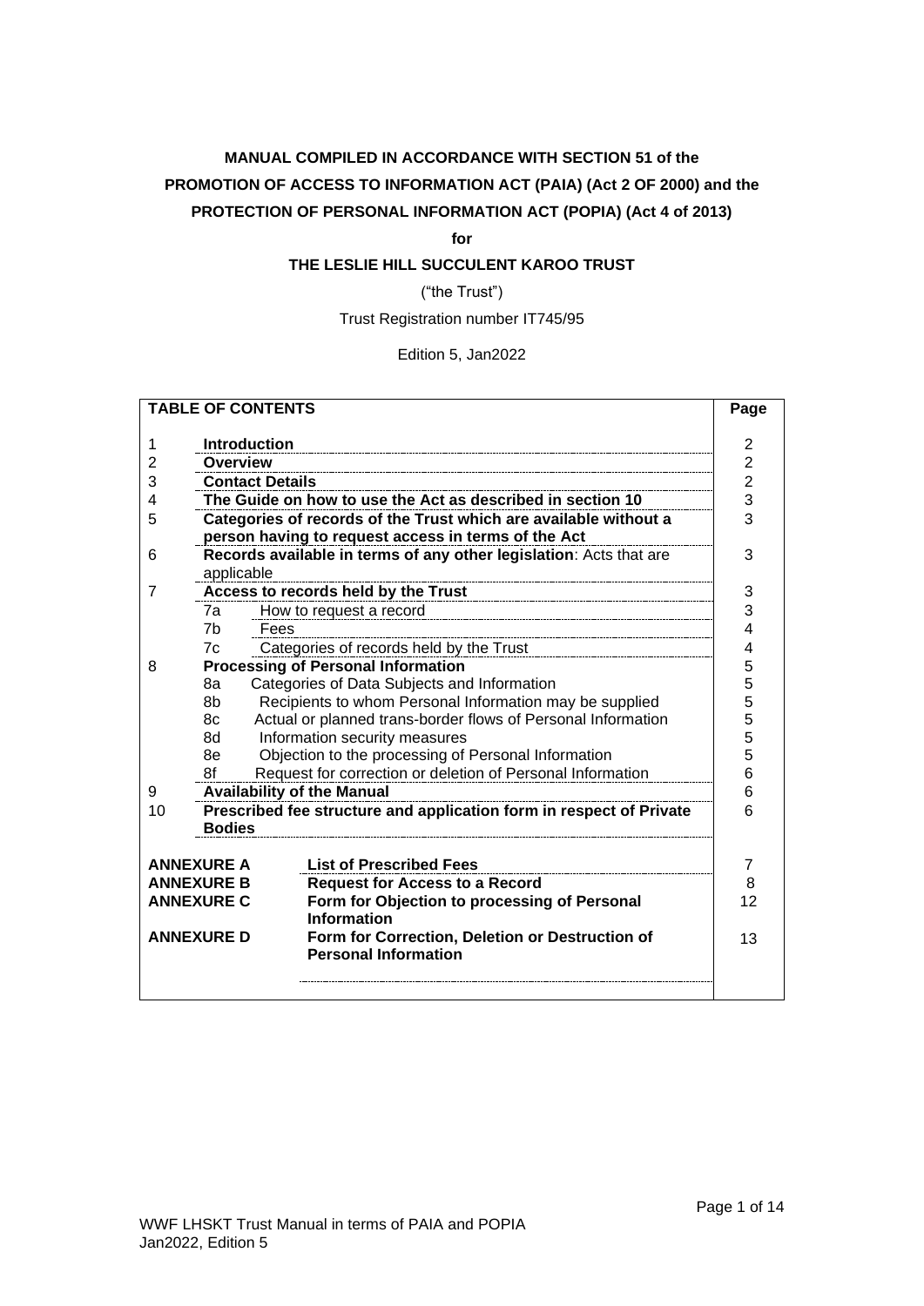**MANUAL COMPILED IN ACCORDANCE WITH SECTION 51 of the**

**PROMOTION OF ACCESS TO INFORMATION ACT (PAIA) (Act 2 OF 2000) and the**

**PROTECTION OF PERSONAL INFORMATION ACT (POPIA) (Act 4 of 2013)**

**for**

**THE LESLIE HILL SUCCULENT KAROO TRUST**

("the Trust")

Trust Registration number IT745/95

Edition 5, Jan2022

| **TABLE OF CONTENTS** | | | **Page** |
|---|---|---|---|
| 1 | **Introduction** | | 2 |
| 2 | **Overview** | | 2 |
| 3 | **Contact Details** | | 2 |
| 4 | **The Guide on how to use the Act as described in section 10** | | 3 |
| 5 | **Categories of records of the Trust which are available without a person having to request access in terms of the Act** | | 3 |
| 6 | **Records available in terms of any other legislation**: Acts that are applicable | | 3 |
| 7 | **Access to records held by the Trust** | | 3 |
| | 7a | How to request a record | 3 |
| | 7b | Fees | 4 |
| | 7c | Categories of records held by the Trust | 4 |
| 8 | **Processing of Personal Information** | | 5 |
| | 8a | Categories of Data Subjects and Information | 5 |
| | 8b | Recipients to whom Personal Information may be supplied | 5 |
| | 8c | Actual or planned trans-border flows of Personal Information | 5 |
| | 8d | Information security measures | 5 |
| | 8e | Objection to the processing of Personal Information | 5 |
| | 8f | Request for correction or deletion of Personal Information | 6 |
| 9 | **Availability of the Manual** | | 6 |
| 10 | **Prescribed fee structure and application form in respect of Private Bodies** | | 6 |
| **ANNEXURE A** | | **List of Prescribed Fees** | 7 |
| **ANNEXURE B** | | **Request for Access to a Record** | 8 |
| **ANNEXURE C** | | **Form for Objection to processing of Personal Information** | 12 |
| **ANNEXURE D** | | **Form for Correction, Deletion or Destruction of Personal Information** | 13 |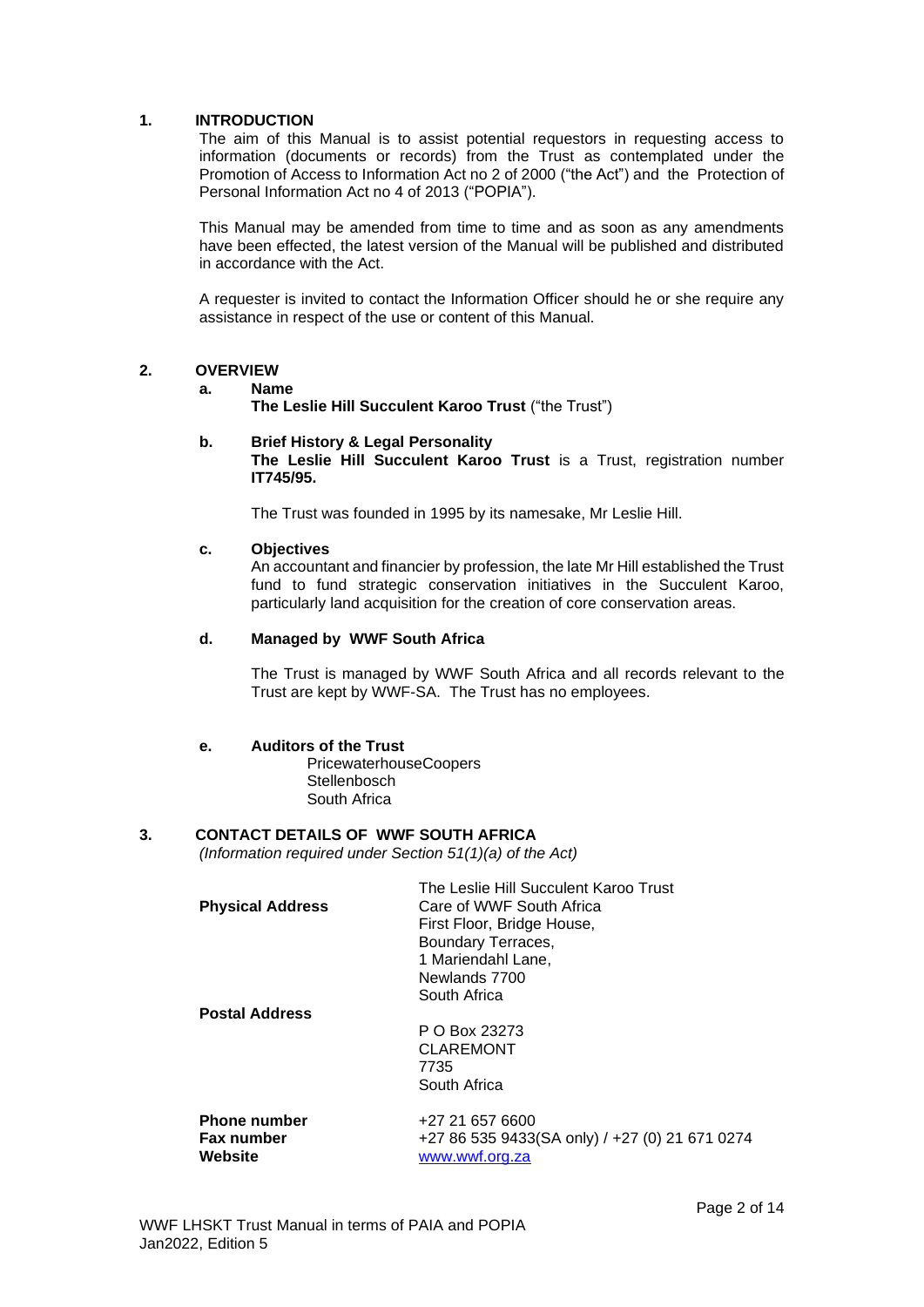## 1. INTRODUCTION

The aim of this Manual is to assist potential requestors in requesting access to information (documents or records) from the Trust as contemplated under the Promotion of Access to Information Act no 2 of 2000 ("the Act") and the Protection of Personal Information Act no 4 of 2013 ("POPIA").

This Manual may be amended from time to time and as soon as any amendments have been effected, the latest version of the Manual will be published and distributed in accordance with the Act.

A requester is invited to contact the Information Officer should he or she require any assistance in respect of the use or content of this Manual.

## 2. OVERVIEW

### a. Name

**The Leslie Hill Succulent Karoo Trust** ("the Trust")

### b. Brief History & Legal Personality

**The Leslie Hill Succulent Karoo Trust** is a Trust, registration number **IT745/95.**

The Trust was founded in 1995 by its namesake, Mr Leslie Hill.

### c. Objectives

An accountant and financier by profession, the late Mr Hill established the Trust fund to fund strategic conservation initiatives in the Succulent Karoo, particularly land acquisition for the creation of core conservation areas.

### d. Managed by WWF South Africa

The Trust is managed by WWF South Africa and all records relevant to the Trust are kept by WWF-SA. The Trust has no employees.

### e. Auditors of the Trust

PricewaterhouseCoopers
Stellenbosch
South Africa

## 3. CONTACT DETAILS OF WWF SOUTH AFRICA

*(Information required under Section 51(1)(a) of the Act)*

| | |
|---|---|
| **Physical Address** | The Leslie Hill Succulent Karoo Trust<br>Care of WWF South Africa<br>First Floor, Bridge House,<br>Boundary Terraces,<br>1 Mariendahl Lane,<br>Newlands 7700<br>South Africa |
| **Postal Address** | P O Box 23273<br>CLAREMONT<br>7735<br>South Africa |
| **Phone number** | +27 21 657 6600 |
| **Fax number** | +27 86 535 9433(SA only) / +27 (0) 21 671 0274 |
| **Website** | www.wwf.org.za |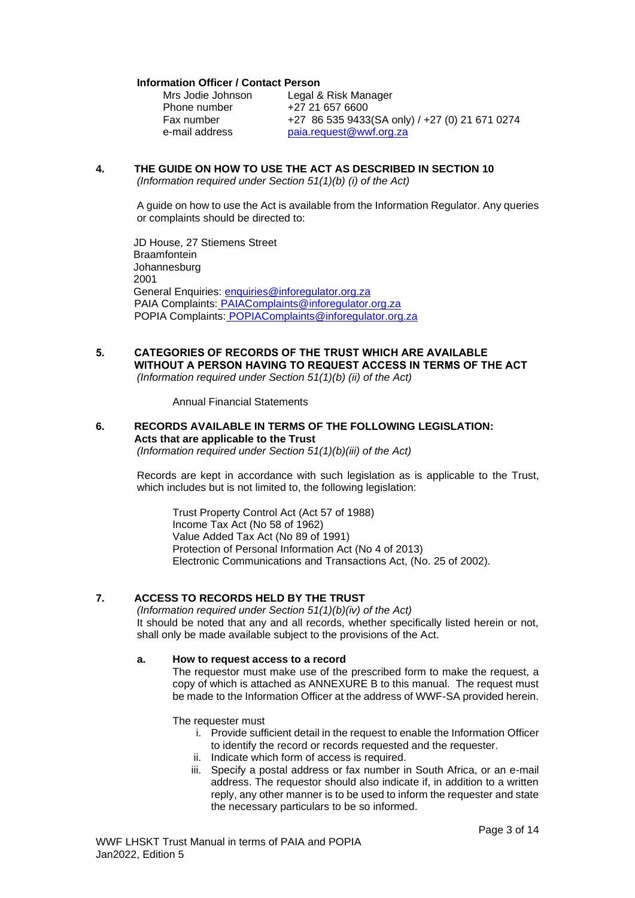**Information Officer / Contact Person**

| | |
|---|---|
| Mrs Jodie Johnson | Legal & Risk Manager |
| Phone number | +27 21 657 6600 |
| Fax number | +27 86 535 9433(SA only) / +27 (0) 21 671 0274 |
| e-mail address | paia.request@wwf.org.za |

## 4. THE GUIDE ON HOW TO USE THE ACT AS DESCRIBED IN SECTION 10

*(Information required under Section 51(1)(b) (i) of the Act)*

A guide on how to use the Act is available from the Information Regulator. Any queries or complaints should be directed to:

JD House, 27 Stiemens Street
Braamfontein
Johannesburg
2001
General Enquiries: enquiries@inforegulator.org.za
PAIA Complaints: PAIAComplaints@inforegulator.org.za
POPIA Complaints: POPIAComplaints@inforegulator.org.za

## 5. CATEGORIES OF RECORDS OF THE TRUST WHICH ARE AVAILABLE WITHOUT A PERSON HAVING TO REQUEST ACCESS IN TERMS OF THE ACT

*(Information required under Section 51(1)(b) (ii) of the Act)*

Annual Financial Statements

## 6. RECORDS AVAILABLE IN TERMS OF THE FOLLOWING LEGISLATION: Acts that are applicable to the Trust

*(Information required under Section 51(1)(b)(iii) of the Act)*

Records are kept in accordance with such legislation as is applicable to the Trust, which includes but is not limited to, the following legislation:

Trust Property Control Act (Act 57 of 1988)
Income Tax Act (No 58 of 1962)
Value Added Tax Act (No 89 of 1991)
Protection of Personal Information Act (No 4 of 2013)
Electronic Communications and Transactions Act, (No. 25 of 2002).

## 7. ACCESS TO RECORDS HELD BY THE TRUST

*(Information required under Section 51(1)(b)(iv) of the Act)*

It should be noted that any and all records, whether specifically listed herein or not, shall only be made available subject to the provisions of the Act.

### a. How to request access to a record

The requestor must make use of the prescribed form to make the request, a copy of which is attached as ANNEXURE B to this manual. The request must be made to the Information Officer at the address of WWF-SA provided herein.

The requester must

i. Provide sufficient detail in the request to enable the Information Officer to identify the record or records requested and the requester.
ii. Indicate which form of access is required.
iii. Specify a postal address or fax number in South Africa, or an e-mail address. The requestor should also indicate if, in addition to a written reply, any other manner is to be used to inform the requester and state the necessary particulars to be so informed.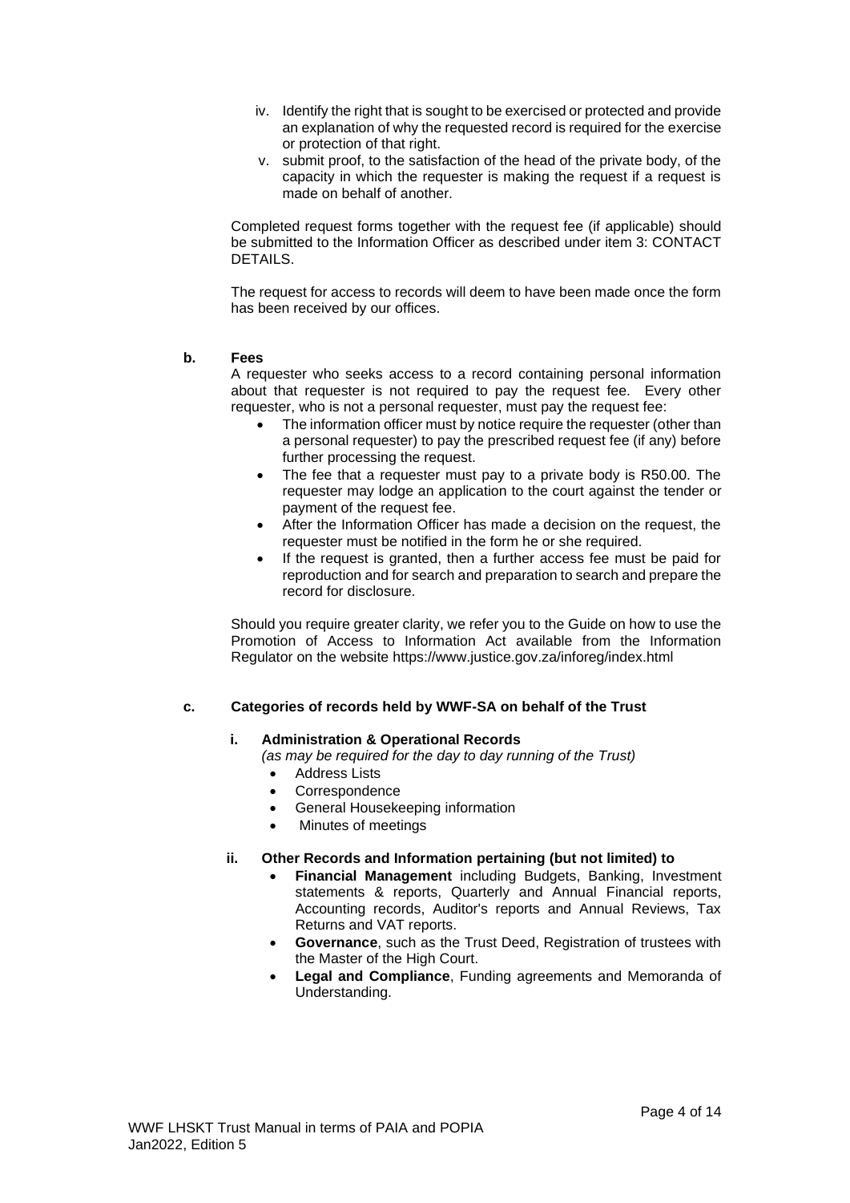iv. Identify the right that is sought to be exercised or protected and provide an explanation of why the requested record is required for the exercise or protection of that right.

v. submit proof, to the satisfaction of the head of the private body, of the capacity in which the requester is making the request if a request is made on behalf of another.

Completed request forms together with the request fee (if applicable) should be submitted to the Information Officer as described under item 3: CONTACT DETAILS.

The request for access to records will deem to have been made once the form has been received by our offices.

**b. Fees**

A requester who seeks access to a record containing personal information about that requester is not required to pay the request fee. Every other requester, who is not a personal requester, must pay the request fee:

- The information officer must by notice require the requester (other than a personal requester) to pay the prescribed request fee (if any) before further processing the request.
- The fee that a requester must pay to a private body is R50.00. The requester may lodge an application to the court against the tender or payment of the request fee.
- After the Information Officer has made a decision on the request, the requester must be notified in the form he or she required.
- If the request is granted, then a further access fee must be paid for reproduction and for search and preparation to search and prepare the record for disclosure.

Should you require greater clarity, we refer you to the Guide on how to use the Promotion of Access to Information Act available from the Information Regulator on the website https://www.justice.gov.za/inforeg/index.html

**c. Categories of records held by WWF-SA on behalf of the Trust**

**i. Administration & Operational Records**

*(as may be required for the day to day running of the Trust)*

- Address Lists
- Correspondence
- General Housekeeping information
- Minutes of meetings

**ii. Other Records and Information pertaining (but not limited) to**

- **Financial Management** including Budgets, Banking, Investment statements & reports, Quarterly and Annual Financial reports, Accounting records, Auditor's reports and Annual Reviews, Tax Returns and VAT reports.
- **Governance**, such as the Trust Deed, Registration of trustees with the Master of the High Court.
- **Legal and Compliance**, Funding agreements and Memoranda of Understanding.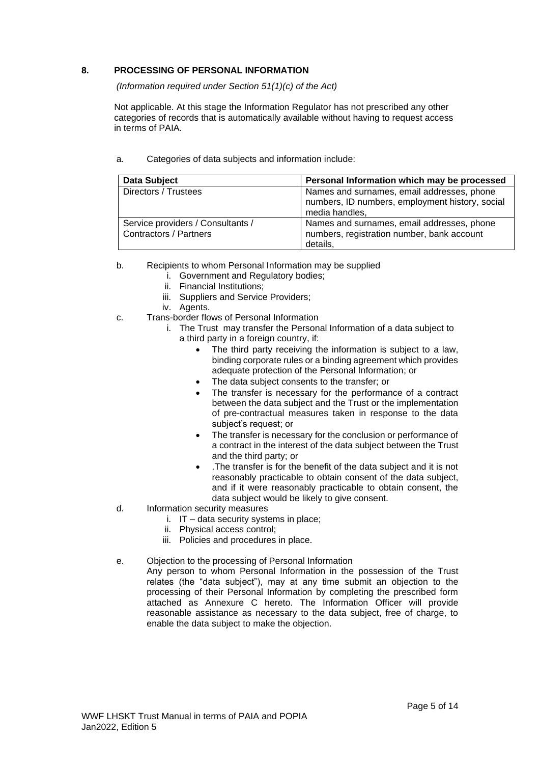## 8. PROCESSING OF PERSONAL INFORMATION

*(Information required under Section 51(1)(c) of the Act)*

Not applicable. At this stage the Information Regulator has not prescribed any other categories of records that is automatically available without having to request access in terms of PAIA.

a. Categories of data subjects and information include:

| Data Subject | Personal Information which may be processed |
|---|---|
| Directors / Trustees | Names and surnames, email addresses, phone numbers, ID numbers, employment history, social media handles, |
| Service providers / Consultants / Contractors / Partners | Names and surnames, email addresses, phone numbers, registration number, bank account details, |

b. Recipients to whom Personal Information may be supplied

   i. Government and Regulatory bodies;
   ii. Financial Institutions;
   iii. Suppliers and Service Providers;
   iv. Agents.

c. Trans-border flows of Personal Information

   i. The Trust may transfer the Personal Information of a data subject to a third party in a foreign country, if:
      - The third party receiving the information is subject to a law, binding corporate rules or a binding agreement which provides adequate protection of the Personal Information; or
      - The data subject consents to the transfer; or
      - The transfer is necessary for the performance of a contract between the data subject and the Trust or the implementation of pre-contractual measures taken in response to the data subject's request; or
      - The transfer is necessary for the conclusion or performance of a contract in the interest of the data subject between the Trust and the third party; or
      - .The transfer is for the benefit of the data subject and it is not reasonably practicable to obtain consent of the data subject, and if it were reasonably practicable to obtain consent, the data subject would be likely to give consent.

d. Information security measures

   i. IT – data security systems in place;
   ii. Physical access control;
   iii. Policies and procedures in place.

e. Objection to the processing of Personal Information

Any person to whom Personal Information in the possession of the Trust relates (the "data subject"), may at any time submit an objection to the processing of their Personal Information by completing the prescribed form attached as Annexure C hereto. The Information Officer will provide reasonable assistance as necessary to the data subject, free of charge, to enable the data subject to make the objection.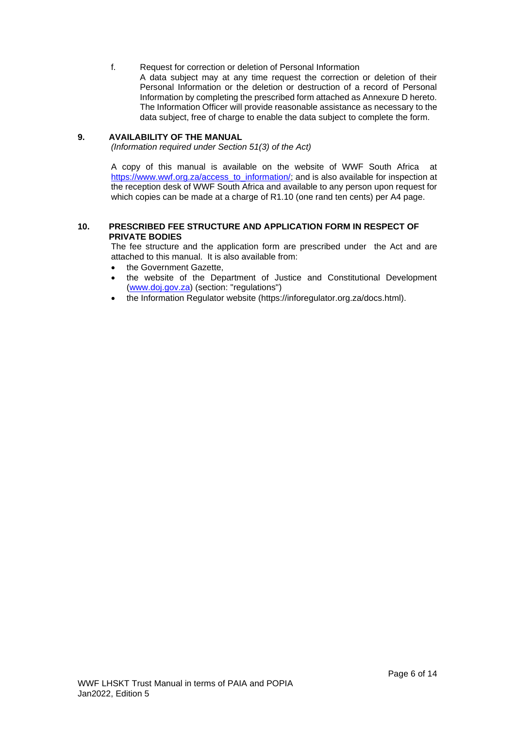f. Request for correction or deletion of Personal Information

A data subject may at any time request the correction or deletion of their Personal Information or the deletion or destruction of a record of Personal Information by completing the prescribed form attached as Annexure D hereto. The Information Officer will provide reasonable assistance as necessary to the data subject, free of charge to enable the data subject to complete the form.

## 9. AVAILABILITY OF THE MANUAL

*(Information required under Section 51(3) of the Act)*

A copy of this manual is available on the website of WWF South Africa at [https://www.wwf.org.za/access_to_information/](https://www.wwf.org.za/access_to_information/); and is also available for inspection at the reception desk of WWF South Africa and available to any person upon request for which copies can be made at a charge of R1.10 (one rand ten cents) per A4 page.

## 10. PRESCRIBED FEE STRUCTURE AND APPLICATION FORM IN RESPECT OF PRIVATE BODIES

The fee structure and the application form are prescribed under the Act and are attached to this manual. It is also available from:

- the Government Gazette,
- the website of the Department of Justice and Constitutional Development ([www.doj.gov.za](http://www.doj.gov.za)) (section: "regulations")
- the Information Regulator website (https://inforegulator.org.za/docs.html).

WWF LHSKT Trust Manual in terms of PAIA and POPIA
Jan2022, Edition 5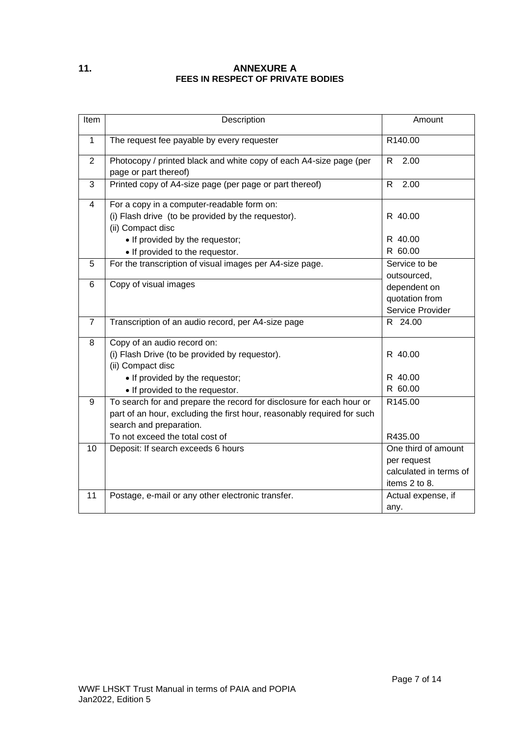## 11. ANNEXURE A

### FEES IN RESPECT OF PRIVATE BODIES

| Item | Description | Amount |
|---|---|---|
| 1 | The request fee payable by every requester | R140.00 |
| 2 | Photocopy / printed black and white copy of each A4-size page (per page or part thereof) | R 2.00 |
| 3 | Printed copy of A4-size page (per page or part thereof) | R 2.00 |
| 4 | For a copy in a computer-readable form on:<br>(i) Flash drive (to be provided by the requestor).<br>(ii) Compact disc<br>• If provided by the requestor;<br>• If provided to the requestor. | <br>R 40.00<br><br>R 40.00<br>R 60.00 |
| 5 | For the transcription of visual images per A4-size page. | Service to be outsourced, dependent on quotation from Service Provider |
| 6 | Copy of visual images | |
| 7 | Transcription of an audio record, per A4-size page | R 24.00 |
| 8 | Copy of an audio record on:<br>(i) Flash Drive (to be provided by requestor).<br>(ii) Compact disc<br>• If provided by the requestor;<br>• If provided to the requestor. | <br>R 40.00<br><br>R 40.00<br>R 60.00 |
| 9 | To search for and prepare the record for disclosure for each hour or part of an hour, excluding the first hour, reasonably required for such search and preparation.<br>To not exceed the total cost of | R145.00<br><br><br>R435.00 |
| 10 | Deposit: If search exceeds 6 hours | One third of amount per request calculated in terms of items 2 to 8. |
| 11 | Postage, e-mail or any other electronic transfer. | Actual expense, if any. |

WWF LHSKT Trust Manual in terms of PAIA and POPIA
Jan2022, Edition 5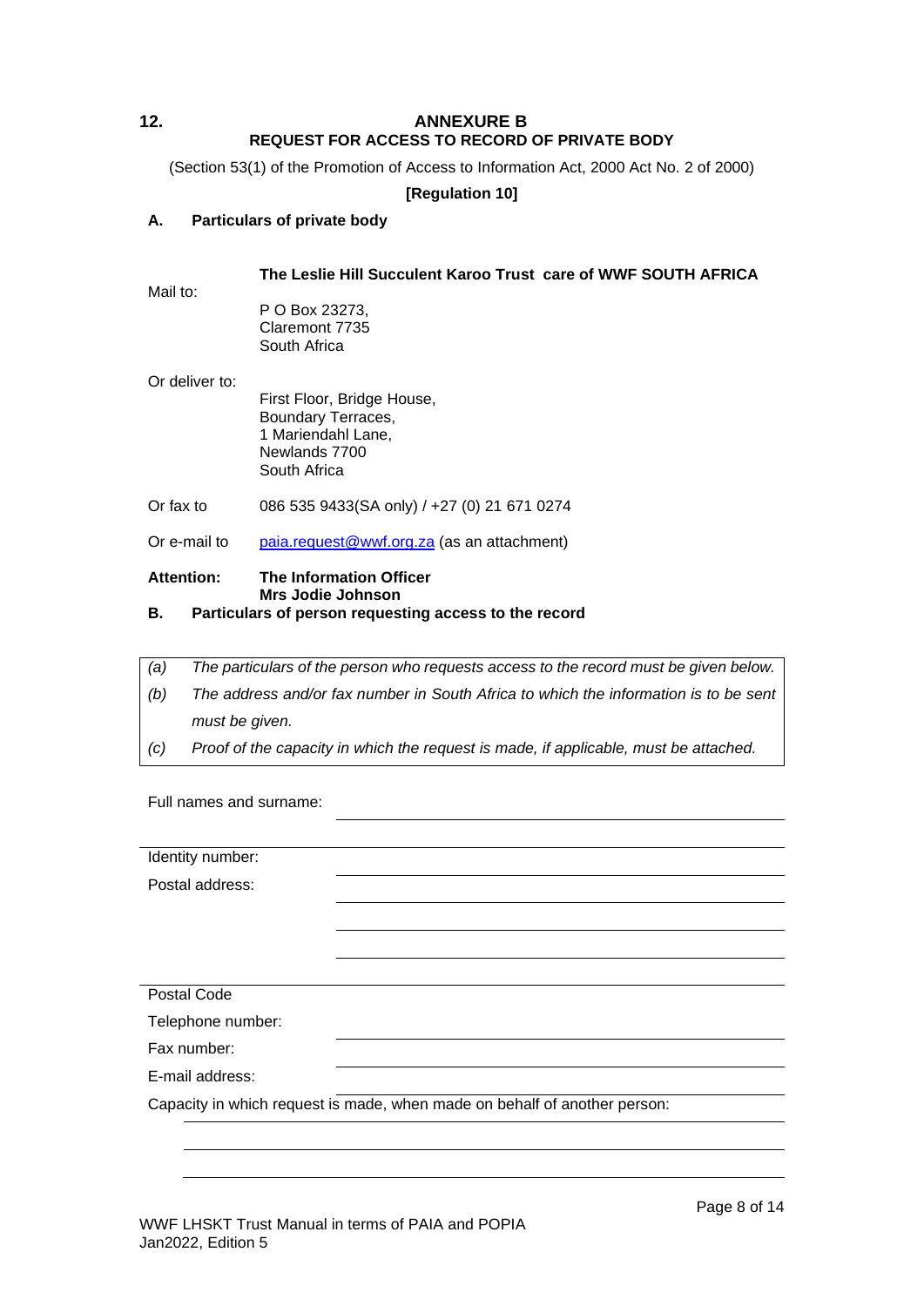## 12. ANNEXURE B

### REQUEST FOR ACCESS TO RECORD OF PRIVATE BODY

(Section 53(1) of the Promotion of Access to Information Act, 2000 Act No. 2 of 2000)

**[Regulation 10]**

### A. Particulars of private body

Mail to:

**The Leslie Hill Succulent Karoo Trust care of WWF SOUTH AFRICA**

P O Box 23273,
Claremont 7735
South Africa

Or deliver to:

First Floor, Bridge House,
Boundary Terraces,
1 Mariendahl Lane,
Newlands 7700
South Africa

Or fax to 086 535 9433(SA only) / +27 (0) 21 671 0274

Or e-mail to paia.request@wwf.org.za (as an attachment)

**Attention:** **The Information Officer**
**Mrs Jodie Johnson**

### B. Particulars of person requesting access to the record

| | |
|---|---|
| *(a)* | *The particulars of the person who requests access to the record must be given below.* |
| *(b)* | *The address and/or fax number in South Africa to which the information is to be sent must be given.* |
| *(c)* | *Proof of the capacity in which the request is made, if applicable, must be attached.* |

Full names and surname: ______________________________

Identity number: ______________________________

Postal address: ______________________________

______________________________

______________________________

______________________________

Postal Code ______________________________

Telephone number: ______________________________

Fax number: ______________________________

E-mail address: ______________________________

Capacity in which request is made, when made on behalf of another person:

______________________________

______________________________

______________________________

WWF LHSKT Trust Manual in terms of PAIA and POPIA
Jan2022, Edition 5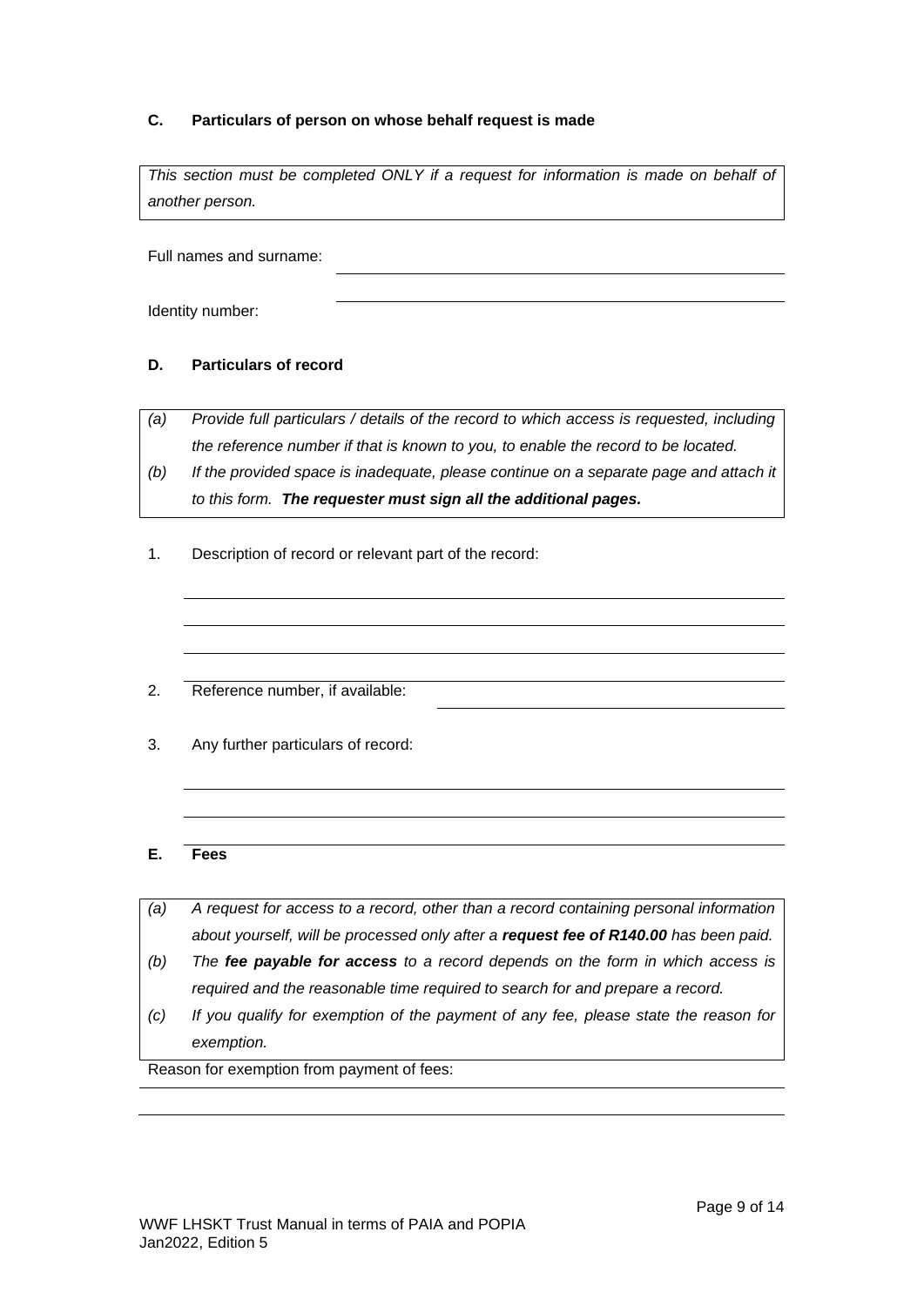**C. Particulars of person on whose behalf request is made**

*This section must be completed ONLY if a request for information is made on behalf of another person.*

Full names and surname: ______________________________

Identity number: ______________________________

**D. Particulars of record**

*(a) Provide full particulars / details of the record to which access is requested, including the reference number if that is known to you, to enable the record to be located.*

*(b) If the provided space is inadequate, please continue on a separate page and attach it to this form.* ***The requester must sign all the additional pages.***

1. Description of record or relevant part of the record:

______________________________

______________________________

______________________________

2. Reference number, if available: ______________________________

3. Any further particulars of record:

______________________________

______________________________

**E. Fees**

*(a) A request for access to a record, other than a record containing personal information about yourself, will be processed only after a* ***request fee of R140.00*** *has been paid.*

*(b) The* ***fee payable for access*** *to a record depends on the form in which access is required and the reasonable time required to search for and prepare a record.*

*(c) If you qualify for exemption of the payment of any fee, please state the reason for exemption.*

Reason for exemption from payment of fees:

______________________________

______________________________

WWF LHSKT Trust Manual in terms of PAIA and POPIA
Jan2022, Edition 5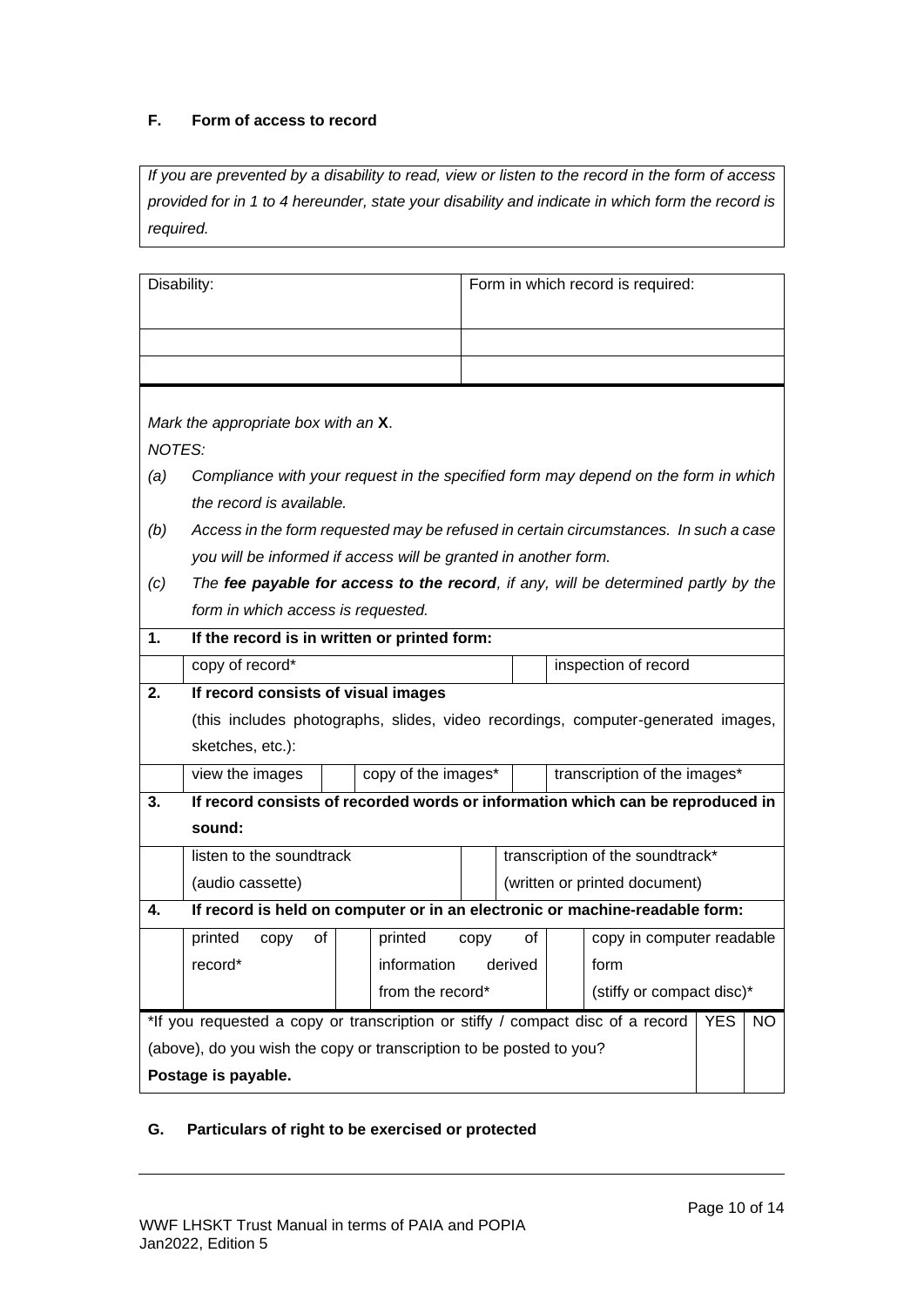**F. Form of access to record**

*If you are prevented by a disability to read, view or listen to the record in the form of access provided for in 1 to 4 hereunder, state your disability and indicate in which form the record is required.*

| Disability: | Form in which record is required: |
|---|---|
| | |
| | |

*Mark the appropriate box with an* **X**.

*NOTES:*

*(a) Compliance with your request in the specified form may depend on the form in which the record is available.*

*(b) Access in the form requested may be refused in certain circumstances. In such a case you will be informed if access will be granted in another form.*

*(c) The* ***fee payable for access to the record****, if any, will be determined partly by the form in which access is requested.*

| | | | | | |
|---|---|---|---|---|---|
| **1.** | **If the record is in written or printed form:** | | | | |
| | copy of record* | | | | inspection of record |
| **2.** | **If record consists of visual images** (this includes photographs, slides, video recordings, computer-generated images, sketches, etc.): | | | | |
| | view the images | | copy of the images* | | transcription of the images* |
| **3.** | **If record consists of recorded words or information which can be reproduced in sound:** | | | | |
| | listen to the soundtrack (audio cassette) | | transcription of the soundtrack* (written or printed document) | | |
| **4.** | **If record is held on computer or in an electronic or machine-readable form:** | | | | |
| | printed copy of record* | | printed copy of information derived from the record* | | copy in computer readable form (stiffy or compact disc)* |

| *If you requested a copy or transcription or stiffy / compact disc of a record (above), do you wish the copy or transcription to be posted to you? **Postage is payable.** | YES | NO |
|---|---|---|
| | | |

**G. Particulars of right to be exercised or protected**

WWF LHSKT Trust Manual in terms of PAIA and POPIA
Jan2022, Edition 5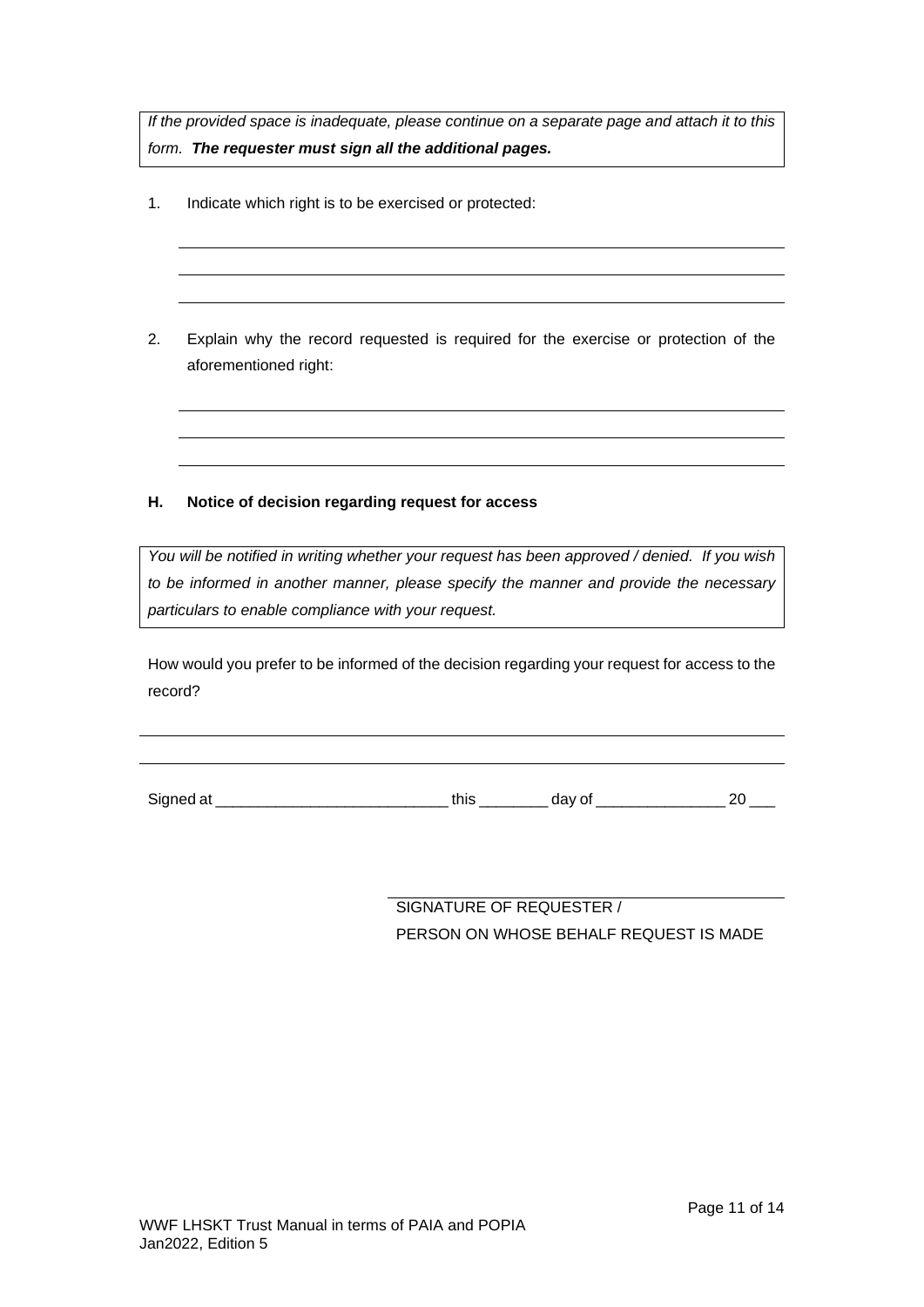*If the provided space is inadequate, please continue on a separate page and attach it to this form.* ***The requester must sign all the additional pages.***

1. Indicate which right is to be exercised or protected:

___________________________________________________________________________

___________________________________________________________________________

___________________________________________________________________________

2. Explain why the record requested is required for the exercise or protection of the aforementioned right:

___________________________________________________________________________

___________________________________________________________________________

___________________________________________________________________________

**H. Notice of decision regarding request for access**

*You will be notified in writing whether your request has been approved / denied. If you wish to be informed in another manner, please specify the manner and provide the necessary particulars to enable compliance with your request.*

How would you prefer to be informed of the decision regarding your request for access to the record?

___________________________________________________________________________

___________________________________________________________________________

Signed at ____________________________ this ________ day of _______________ 20 ___

_____________________________________

SIGNATURE OF REQUESTER /
PERSON ON WHOSE BEHALF REQUEST IS MADE

WWF LHSKT Trust Manual in terms of PAIA and POPIA
Jan2022, Edition 5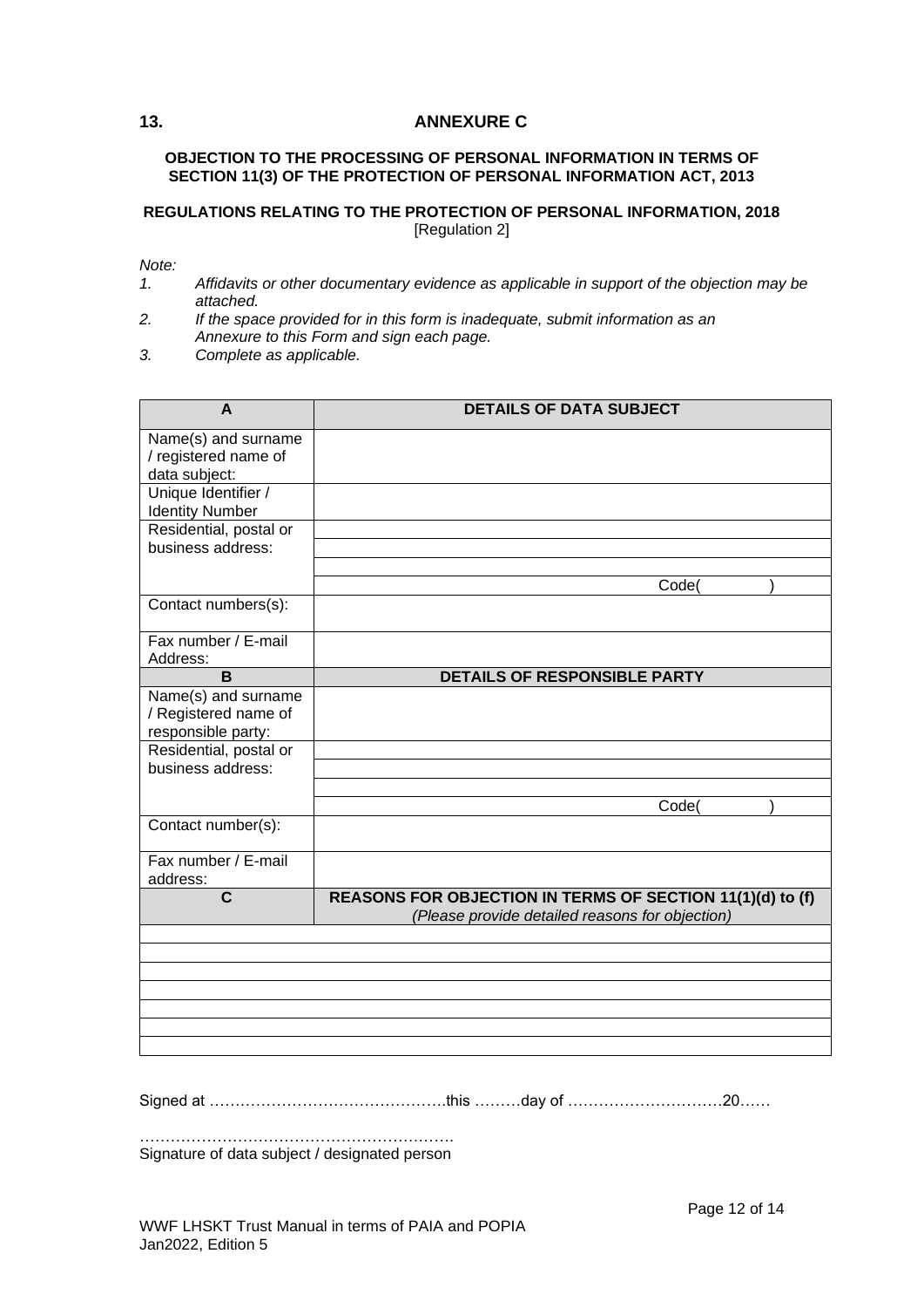## 13. ANNEXURE C

**OBJECTION TO THE PROCESSING OF PERSONAL INFORMATION IN TERMS OF SECTION 11(3) OF THE PROTECTION OF PERSONAL INFORMATION ACT, 2013**

**REGULATIONS RELATING TO THE PROTECTION OF PERSONAL INFORMATION, 2018**
[Regulation 2]

*Note:*

1. *Affidavits or other documentary evidence as applicable in support of the objection may be attached.*
2. *If the space provided for in this form is inadequate, submit information as an Annexure to this Form and sign each page.*
3. *Complete as applicable.*

| **A** | **DETAILS OF DATA SUBJECT** |
|---|---|
| Name(s) and surname / registered name of data subject: | |
| Unique Identifier / Identity Number | |
| Residential, postal or business address: | |
| | |
| | |
| | Code( ) |
| Contact numbers(s): | |
| Fax number / E-mail Address: | |
| **B** | **DETAILS OF RESPONSIBLE PARTY** |
| Name(s) and surname / Registered name of responsible party: | |
| Residential, postal or business address: | |
| | |
| | |
| | Code( ) |
| Contact number(s): | |
| Fax number / E-mail address: | |
| **C** | **REASONS FOR OBJECTION IN TERMS OF SECTION 11(1)(d) to (f)** *(Please provide detailed reasons for objection)* |
| | |
| | |
| | |
| | |
| | |
| | |
| | |

Signed at ……………………………………….this ………day of …………………………20……

…………………………………………………….
Signature of data subject / designated person

WWF LHSKT Trust Manual in terms of PAIA and POPIA
Jan2022, Edition 5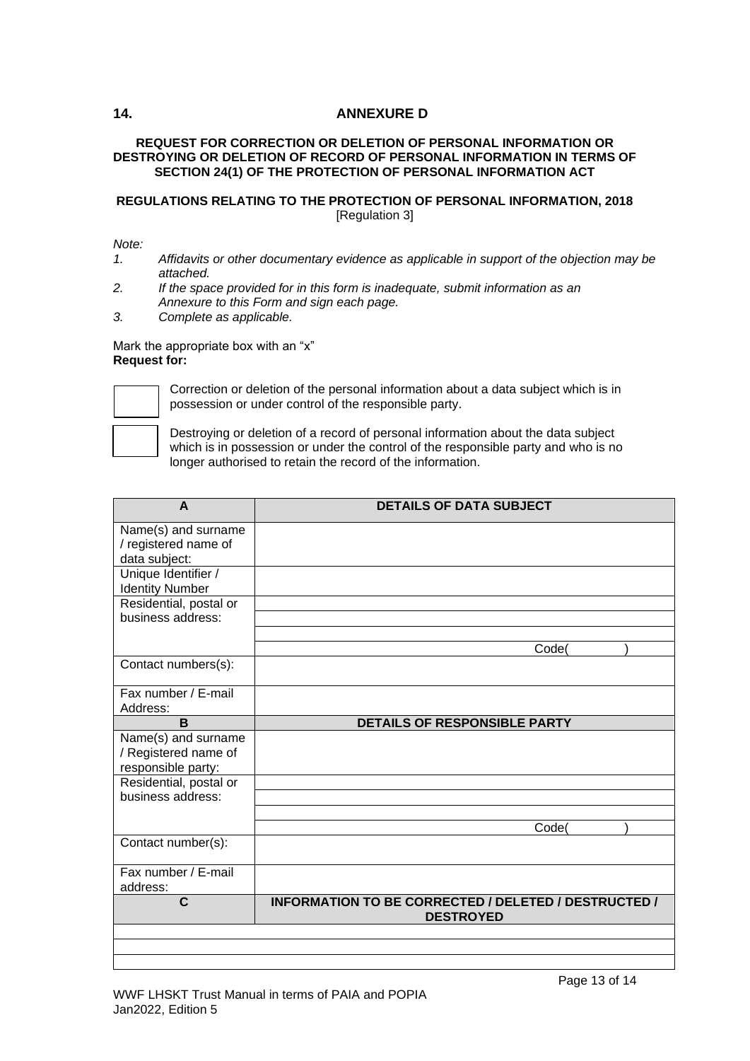## 14. ANNEXURE D

**REQUEST FOR CORRECTION OR DELETION OF PERSONAL INFORMATION OR DESTROYING OR DELETION OF RECORD OF PERSONAL INFORMATION IN TERMS OF SECTION 24(1) OF THE PROTECTION OF PERSONAL INFORMATION ACT**

**REGULATIONS RELATING TO THE PROTECTION OF PERSONAL INFORMATION, 2018**
[Regulation 3]

*Note:*

1. *Affidavits or other documentary evidence as applicable in support of the objection may be attached.*
2. *If the space provided for in this form is inadequate, submit information as an Annexure to this Form and sign each page.*
3. *Complete as applicable.*

Mark the appropriate box with an "x"
**Request for:**

☐ Correction or deletion of the personal information about a data subject which is in possession or under control of the responsible party.

☐ Destroying or deletion of a record of personal information about the data subject which is in possession or under the control of the responsible party and who is no longer authorised to retain the record of the information.

| **A** | **DETAILS OF DATA SUBJECT** |
|---|---|
| Name(s) and surname / registered name of data subject: | |
| Unique Identifier / Identity Number | |
| Residential, postal or business address: | |
| | |
| | |
| | Code(          ) |
| Contact numbers(s): | |
| Fax number / E-mail Address: | |
| **B** | **DETAILS OF RESPONSIBLE PARTY** |
| Name(s) and surname / Registered name of responsible party: | |
| Residential, postal or business address: | |
| | |
| | |
| | Code(          ) |
| Contact number(s): | |
| Fax number / E-mail address: | |
| **C** | **INFORMATION TO BE CORRECTED / DELETED / DESTRUCTED / DESTROYED** |
| | |
| | |
| | |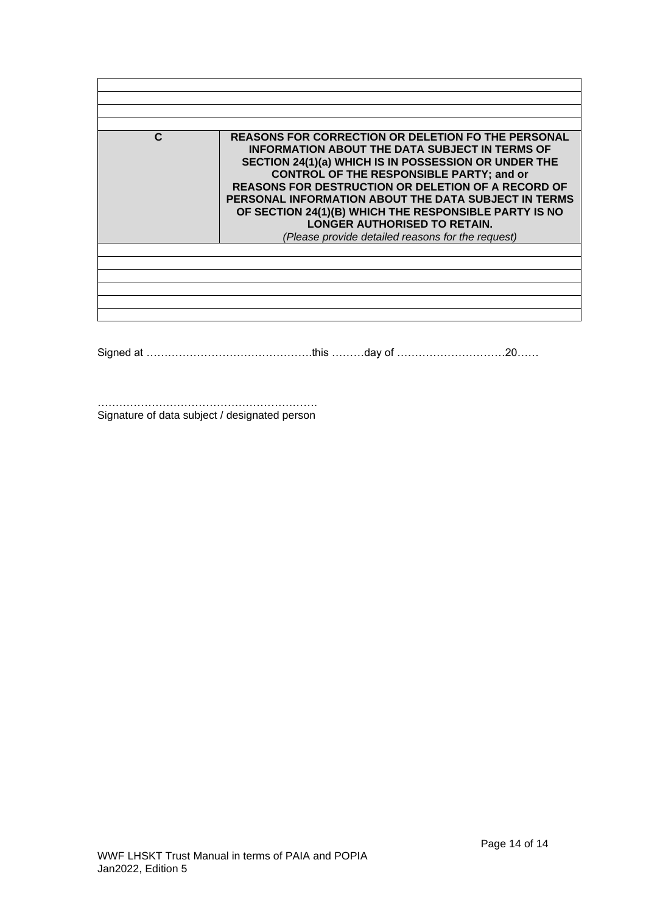| | |
|---|---|
| | |
| | |
| | |
| | |
| **C** | **REASONS FOR CORRECTION OR DELETION FO THE PERSONAL INFORMATION ABOUT THE DATA SUBJECT IN TERMS OF SECTION 24(1)(a) WHICH IS IN POSSESSION OR UNDER THE CONTROL OF THE RESPONSIBLE PARTY; and or REASONS FOR DESTRUCTION OR DELETION OF A RECORD OF PERSONAL INFORMATION ABOUT THE DATA SUBJECT IN TERMS OF SECTION 24(1)(B) WHICH THE RESPONSIBLE PARTY IS NO LONGER AUTHORISED TO RETAIN.** *(Please provide detailed reasons for the request)* |
| | |
| | |
| | |
| | |
| | |
| | |

Signed at ……………………………………….this ………day of …………………………20……

…………………………………………………….
Signature of data subject / designated person